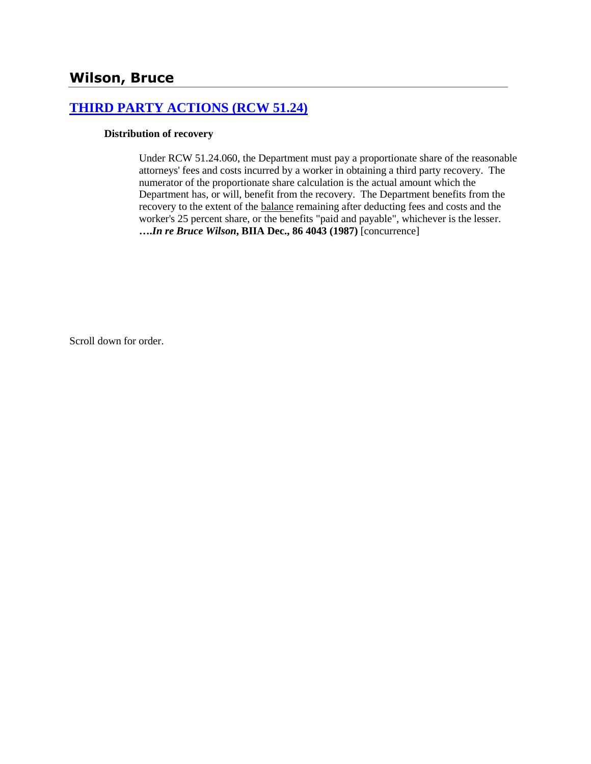## Wilson, Bruce

### [THIRD PARTY ACTIONS (RCW 51.24)]

**Distribution of recovery**

Under RCW 51.24.060, the Department must pay a proportionate share of the reasonable attorneys' fees and costs incurred by a worker in obtaining a third party recovery. The numerator of the proportionate share calculation is the actual amount which the Department has, or will, benefit from the recovery. The Department benefits from the recovery to the extent of the balance remaining after deducting fees and costs and the worker's 25 percent share, or the benefits "paid and payable", whichever is the lesser. ***….In re Bruce Wilson*, BIIA Dec., 86 4043 (1987)** [concurrence]

Scroll down for order.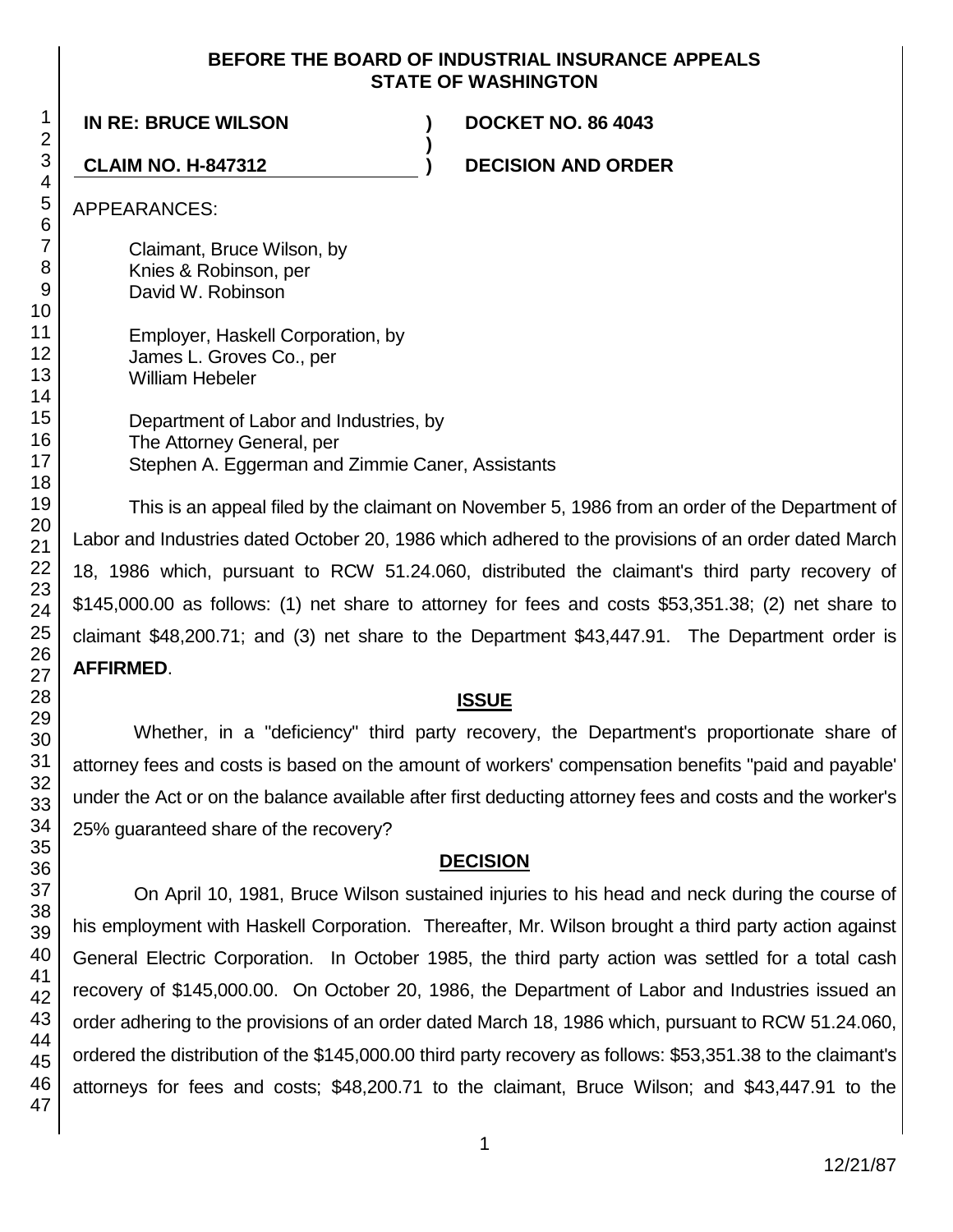**BEFORE THE BOARD OF INDUSTRIAL INSURANCE APPEALS**
**STATE OF WASHINGTON**

| | | |
|---|---|---|
| **IN RE: BRUCE WILSON** | **)** | **DOCKET NO. 86 4043** |
| | **)** | |
| **CLAIM NO. H-847312** | **)** | **DECISION AND ORDER** |

APPEARANCES:

Claimant, Bruce Wilson, by
Knies & Robinson, per
David W. Robinson

Employer, Haskell Corporation, by
James L. Groves Co., per
William Hebeler

Department of Labor and Industries, by
The Attorney General, per
Stephen A. Eggerman and Zimmie Caner, Assistants

This is an appeal filed by the claimant on November 5, 1986 from an order of the Department of Labor and Industries dated October 20, 1986 which adhered to the provisions of an order dated March 18, 1986 which, pursuant to RCW 51.24.060, distributed the claimant's third party recovery of $145,000.00 as follows: (1) net share to attorney for fees and costs $53,351.38; (2) net share to claimant $48,200.71; and (3) net share to the Department $43,447.91. The Department order is **AFFIRMED**.

## ISSUE

Whether, in a "deficiency" third party recovery, the Department's proportionate share of attorney fees and costs is based on the amount of workers' compensation benefits "paid and payable' under the Act or on the balance available after first deducting attorney fees and costs and the worker's 25% guaranteed share of the recovery?

## DECISION

On April 10, 1981, Bruce Wilson sustained injuries to his head and neck during the course of his employment with Haskell Corporation. Thereafter, Mr. Wilson brought a third party action against General Electric Corporation. In October 1985, the third party action was settled for a total cash recovery of $145,000.00. On October 20, 1986, the Department of Labor and Industries issued an order adhering to the provisions of an order dated March 18, 1986 which, pursuant to RCW 51.24.060, ordered the distribution of the $145,000.00 third party recovery as follows: $53,351.38 to the claimant's attorneys for fees and costs; $48,200.71 to the claimant, Bruce Wilson; and $43,447.91 to the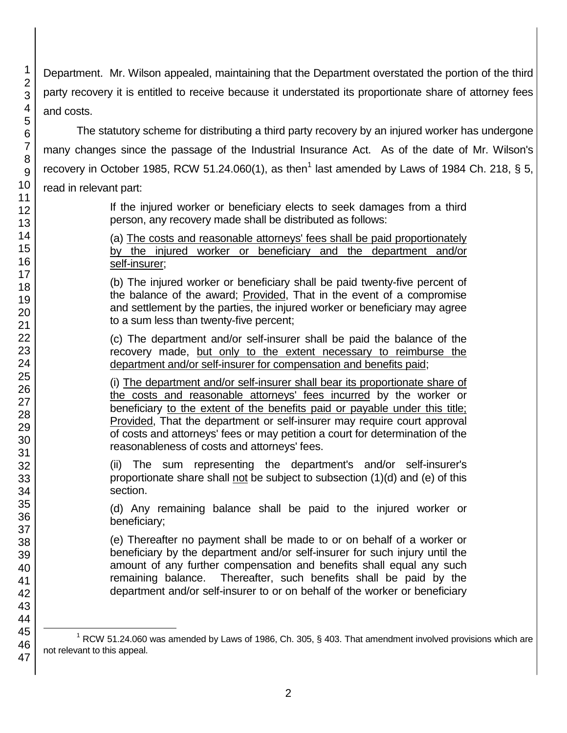Department. Mr. Wilson appealed, maintaining that the Department overstated the portion of the third party recovery it is entitled to receive because it understated its proportionate share of attorney fees and costs.

The statutory scheme for distributing a third party recovery by an injured worker has undergone many changes since the passage of the Industrial Insurance Act. As of the date of Mr. Wilson's recovery in October 1985, RCW 51.24.060(1), as then[1] last amended by Laws of 1984 Ch. 218, § 5, read in relevant part:

> If the injured worker or beneficiary elects to seek damages from a third person, any recovery made shall be distributed as follows:
>
> (a) <u>The costs and reasonable attorneys' fees shall be paid proportionately by the injured worker or beneficiary and the department and/or self-insurer</u>;
>
> (b) The injured worker or beneficiary shall be paid twenty-five percent of the balance of the award; <u>Provided</u>, That in the event of a compromise and settlement by the parties, the injured worker or beneficiary may agree to a sum less than twenty-five percent;
>
> (c) The department and/or self-insurer shall be paid the balance of the recovery made, <u>but only to the extent necessary to reimburse the department and/or self-insurer for compensation and benefits paid</u>;
>
> (i) <u>The department and/or self-insurer shall bear its proportionate share of the costs and reasonable attorneys' fees incurred</u> by the worker or beneficiary <u>to the extent of the benefits paid or payable under this title; Provided</u>, That the department or self-insurer may require court approval of costs and attorneys' fees or may petition a court for determination of the reasonableness of costs and attorneys' fees.
>
> (ii) The sum representing the department's and/or self-insurer's proportionate share shall <u>not</u> be subject to subsection (1)(d) and (e) of this section.
>
> (d) Any remaining balance shall be paid to the injured worker or beneficiary;
>
> (e) Thereafter no payment shall be made to or on behalf of a worker or beneficiary by the department and/or self-insurer for such injury until the amount of any further compensation and benefits shall equal any such remaining balance. Thereafter, such benefits shall be paid by the department and/or self-insurer to or on behalf of the worker or beneficiary

---

[1] RCW 51.24.060 was amended by Laws of 1986, Ch. 305, § 403. That amendment involved provisions which are not relevant to this appeal.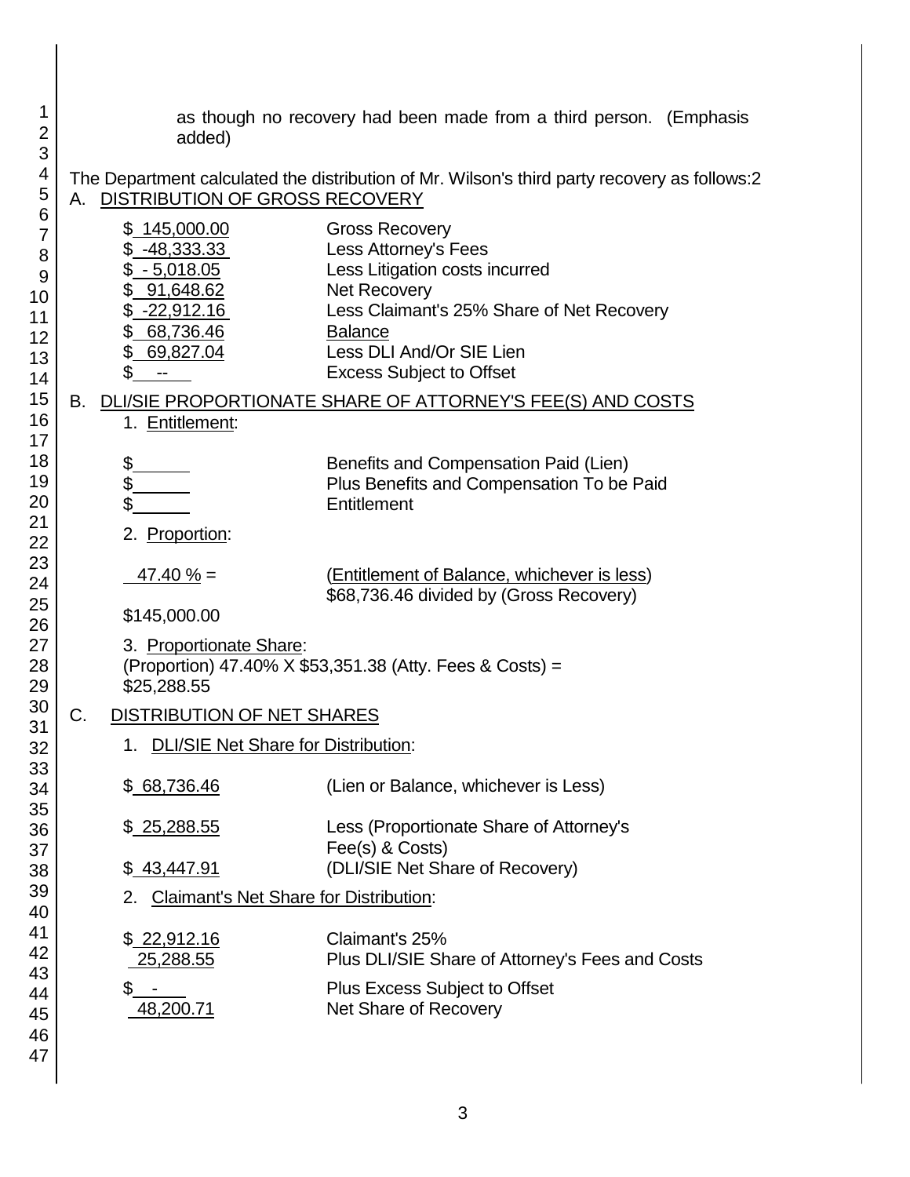as though no recovery had been made from a third person. (Emphasis added)

The Department calculated the distribution of Mr. Wilson's third party recovery as follows:2

A. DISTRIBUTION OF GROSS RECOVERY

| | |
|---|---|
| $ 145,000.00 | Gross Recovery |
| $ -48,333.33 | Less Attorney's Fees |
| $ - 5,018.05 | Less Litigation costs incurred |
| $ 91,648.62 | Net Recovery |
| $ -22,912.16 | Less Claimant's 25% Share of Net Recovery |
| $ 68,736.46 | Balance |
| $ 69,827.04 | Less DLI And/Or SIE Lien |
| $ -- | Excess Subject to Offset |

B. DLI/SIE PROPORTIONATE SHARE OF ATTORNEY'S FEE(S) AND COSTS

1. Entitlement:

| | |
|---|---|
| $ | Benefits and Compensation Paid (Lien) |
| $ | Plus Benefits and Compensation To be Paid |
| $ | Entitlement |

2. Proportion:

47.40 % = (Entitlement of Balance, whichever is less) $68,736.46 divided by (Gross Recovery) $145,000.00

3. Proportionate Share:

(Proportion) 47.40% X $53,351.38 (Atty. Fees & Costs) = $25,288.55

C. DISTRIBUTION OF NET SHARES

1. DLI/SIE Net Share for Distribution:

| | |
|---|---|
| $ 68,736.46 | (Lien or Balance, whichever is Less) |
| $ 25,288.55 | Less (Proportionate Share of Attorney's Fee(s) & Costs) |
| $ 43,447.91 | (DLI/SIE Net Share of Recovery) |

2. Claimant's Net Share for Distribution:

| | |
|---|---|
| $ 22,912.16 | Claimant's 25% |
| 25,288.55 | Plus DLI/SIE Share of Attorney's Fees and Costs |
| $ - | Plus Excess Subject to Offset |
| 48,200.71 | Net Share of Recovery |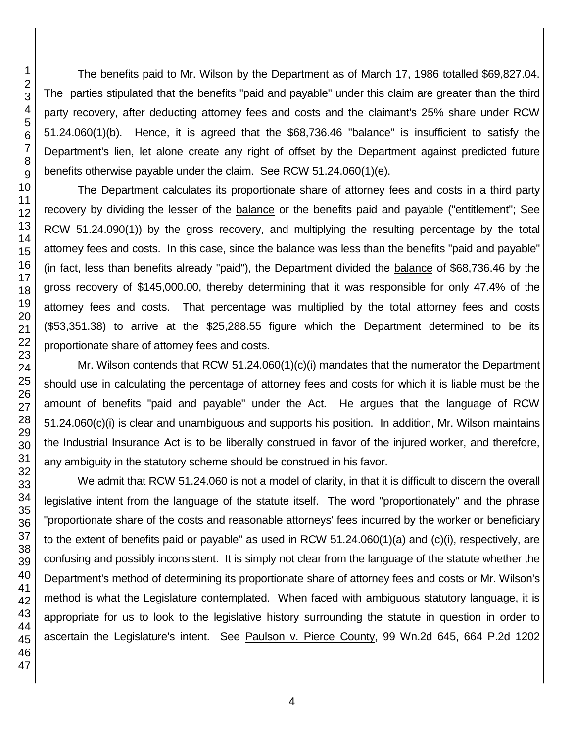The benefits paid to Mr. Wilson by the Department as of March 17, 1986 totalled $69,827.04. The parties stipulated that the benefits "paid and payable" under this claim are greater than the third party recovery, after deducting attorney fees and costs and the claimant's 25% share under RCW 51.24.060(1)(b). Hence, it is agreed that the $68,736.46 "balance" is insufficient to satisfy the Department's lien, let alone create any right of offset by the Department against predicted future benefits otherwise payable under the claim. See RCW 51.24.060(1)(e).

The Department calculates its proportionate share of attorney fees and costs in a third party recovery by dividing the lesser of the balance or the benefits paid and payable ("entitlement"; See RCW 51.24.090(1)) by the gross recovery, and multiplying the resulting percentage by the total attorney fees and costs. In this case, since the balance was less than the benefits "paid and payable" (in fact, less than benefits already "paid"), the Department divided the balance of $68,736.46 by the gross recovery of $145,000.00, thereby determining that it was responsible for only 47.4% of the attorney fees and costs. That percentage was multiplied by the total attorney fees and costs ($53,351.38) to arrive at the $25,288.55 figure which the Department determined to be its proportionate share of attorney fees and costs.

Mr. Wilson contends that RCW 51.24.060(1)(c)(i) mandates that the numerator the Department should use in calculating the percentage of attorney fees and costs for which it is liable must be the amount of benefits "paid and payable" under the Act. He argues that the language of RCW 51.24.060(c)(i) is clear and unambiguous and supports his position. In addition, Mr. Wilson maintains the Industrial Insurance Act is to be liberally construed in favor of the injured worker, and therefore, any ambiguity in the statutory scheme should be construed in his favor.

We admit that RCW 51.24.060 is not a model of clarity, in that it is difficult to discern the overall legislative intent from the language of the statute itself. The word "proportionately" and the phrase "proportionate share of the costs and reasonable attorneys' fees incurred by the worker or beneficiary to the extent of benefits paid or payable" as used in RCW 51.24.060(1)(a) and (c)(i), respectively, are confusing and possibly inconsistent. It is simply not clear from the language of the statute whether the Department's method of determining its proportionate share of attorney fees and costs or Mr. Wilson's method is what the Legislature contemplated. When faced with ambiguous statutory language, it is appropriate for us to look to the legislative history surrounding the statute in question in order to ascertain the Legislature's intent. See Paulson v. Pierce County, 99 Wn.2d 645, 664 P.2d 1202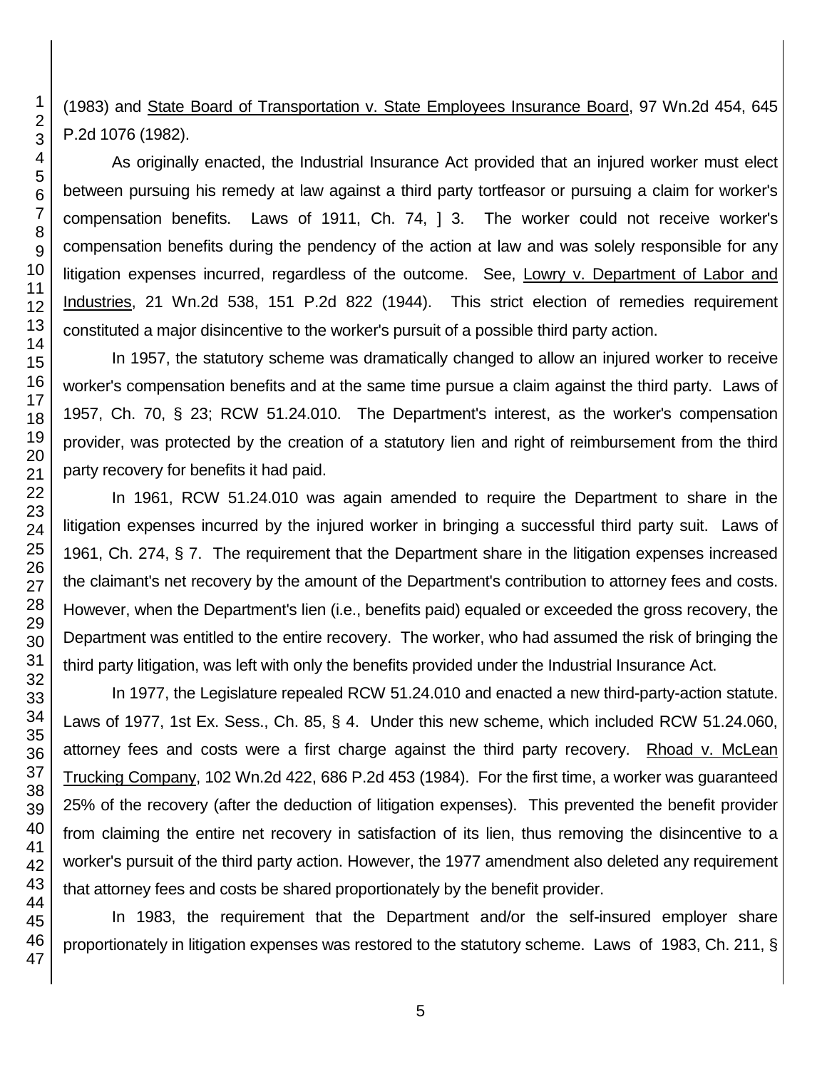(1983) and State Board of Transportation v. State Employees Insurance Board, 97 Wn.2d 454, 645 P.2d 1076 (1982).

As originally enacted, the Industrial Insurance Act provided that an injured worker must elect between pursuing his remedy at law against a third party tortfeasor or pursuing a claim for worker's compensation benefits. Laws of 1911, Ch. 74, ] 3. The worker could not receive worker's compensation benefits during the pendency of the action at law and was solely responsible for any litigation expenses incurred, regardless of the outcome. See, Lowry v. Department of Labor and Industries, 21 Wn.2d 538, 151 P.2d 822 (1944). This strict election of remedies requirement constituted a major disincentive to the worker's pursuit of a possible third party action.

In 1957, the statutory scheme was dramatically changed to allow an injured worker to receive worker's compensation benefits and at the same time pursue a claim against the third party. Laws of 1957, Ch. 70, § 23; RCW 51.24.010. The Department's interest, as the worker's compensation provider, was protected by the creation of a statutory lien and right of reimbursement from the third party recovery for benefits it had paid.

In 1961, RCW 51.24.010 was again amended to require the Department to share in the litigation expenses incurred by the injured worker in bringing a successful third party suit. Laws of 1961, Ch. 274, § 7. The requirement that the Department share in the litigation expenses increased the claimant's net recovery by the amount of the Department's contribution to attorney fees and costs. However, when the Department's lien (i.e., benefits paid) equaled or exceeded the gross recovery, the Department was entitled to the entire recovery. The worker, who had assumed the risk of bringing the third party litigation, was left with only the benefits provided under the Industrial Insurance Act.

In 1977, the Legislature repealed RCW 51.24.010 and enacted a new third-party-action statute. Laws of 1977, 1st Ex. Sess., Ch. 85, § 4. Under this new scheme, which included RCW 51.24.060, attorney fees and costs were a first charge against the third party recovery. Rhoad v. McLean Trucking Company, 102 Wn.2d 422, 686 P.2d 453 (1984). For the first time, a worker was guaranteed 25% of the recovery (after the deduction of litigation expenses). This prevented the benefit provider from claiming the entire net recovery in satisfaction of its lien, thus removing the disincentive to a worker's pursuit of the third party action. However, the 1977 amendment also deleted any requirement that attorney fees and costs be shared proportionately by the benefit provider.

In 1983, the requirement that the Department and/or the self-insured employer share proportionately in litigation expenses was restored to the statutory scheme. Laws of 1983, Ch. 211, §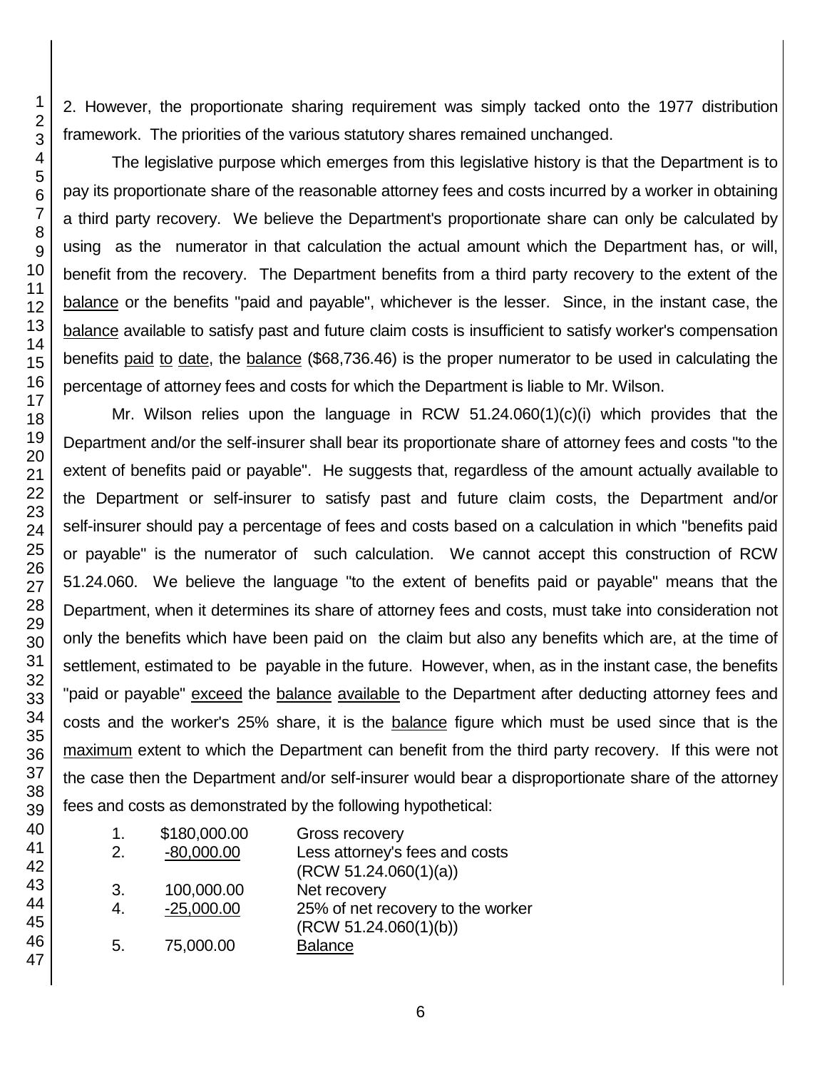2. However, the proportionate sharing requirement was simply tacked onto the 1977 distribution framework. The priorities of the various statutory shares remained unchanged.

The legislative purpose which emerges from this legislative history is that the Department is to pay its proportionate share of the reasonable attorney fees and costs incurred by a worker in obtaining a third party recovery. We believe the Department's proportionate share can only be calculated by using as the numerator in that calculation the actual amount which the Department has, or will, benefit from the recovery. The Department benefits from a third party recovery to the extent of the <u>balance</u> or the benefits "paid and payable", whichever is the lesser. Since, in the instant case, the <u>balance</u> available to satisfy past and future claim costs is insufficient to satisfy worker's compensation benefits <u>paid</u> <u>to</u> <u>date</u>, the <u>balance</u> ($68,736.46) is the proper numerator to be used in calculating the percentage of attorney fees and costs for which the Department is liable to Mr. Wilson.

Mr. Wilson relies upon the language in RCW 51.24.060(1)(c)(i) which provides that the Department and/or the self-insurer shall bear its proportionate share of attorney fees and costs "to the extent of benefits paid or payable". He suggests that, regardless of the amount actually available to the Department or self-insurer to satisfy past and future claim costs, the Department and/or self-insurer should pay a percentage of fees and costs based on a calculation in which "benefits paid or payable" is the numerator of such calculation. We cannot accept this construction of RCW 51.24.060. We believe the language "to the extent of benefits paid or payable" means that the Department, when it determines its share of attorney fees and costs, must take into consideration not only the benefits which have been paid on the claim but also any benefits which are, at the time of settlement, estimated to be payable in the future. However, when, as in the instant case, the benefits "paid or payable" <u>exceed</u> the <u>balance</u> <u>available</u> to the Department after deducting attorney fees and costs and the worker's 25% share, it is the <u>balance</u> figure which must be used since that is the <u>maximum</u> extent to which the Department can benefit from the third party recovery. If this were not the case then the Department and/or self-insurer would bear a disproportionate share of the attorney fees and costs as demonstrated by the following hypothetical:

| | | |
|---|---|---|
| 1. | $180,000.00 | Gross recovery |
| 2. | <u>-80,000.00</u> | Less attorney's fees and costs (RCW 51.24.060(1)(a)) |
| 3. | 100,000.00 | Net recovery |
| 4. | <u>-25,000.00</u> | 25% of net recovery to the worker (RCW 51.24.060(1)(b)) |
| 5. | 75,000.00 | <u>Balance</u> |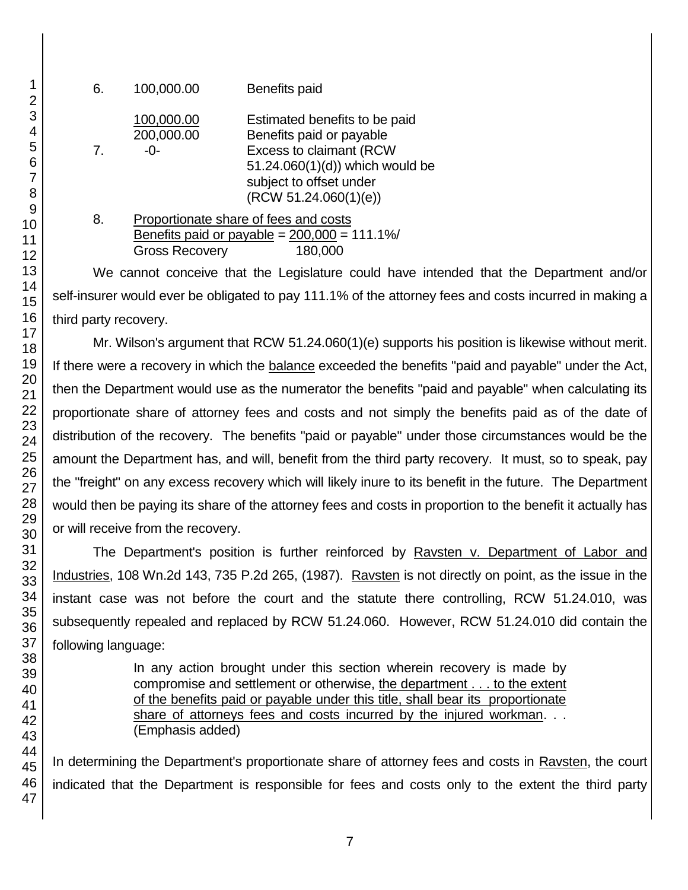| | | |
|---|---|---|
| 6. | 100,000.00 | Benefits paid |
| | <u>100,000.00</u> | Estimated benefits to be paid |
| | 200,000.00 | Benefits paid or payable |
| 7. | -0- | Excess to claimant (RCW 51.24.060(1)(d)) which would be subject to offset under (RCW 51.24.060(1)(e)) |

8. <u>Proportionate share of fees and costs</u>
   <u>Benefits paid or payable</u> = <u>200,000</u> = 111.1%/
   Gross Recovery 180,000

We cannot conceive that the Legislature could have intended that the Department and/or self-insurer would ever be obligated to pay 111.1% of the attorney fees and costs incurred in making a third party recovery.

Mr. Wilson's argument that RCW 51.24.060(1)(e) supports his position is likewise without merit. If there were a recovery in which the <u>balance</u> exceeded the benefits "paid and payable" under the Act, then the Department would use as the numerator the benefits "paid and payable" when calculating its proportionate share of attorney fees and costs and not simply the benefits paid as of the date of distribution of the recovery. The benefits "paid or payable" under those circumstances would be the amount the Department has, and will, benefit from the third party recovery. It must, so to speak, pay the "freight" on any excess recovery which will likely inure to its benefit in the future. The Department would then be paying its share of the attorney fees and costs in proportion to the benefit it actually has or will receive from the recovery.

The Department's position is further reinforced by <u>Ravsten v. Department of Labor and Industries</u>, 108 Wn.2d 143, 735 P.2d 265, (1987). <u>Ravsten</u> is not directly on point, as the issue in the instant case was not before the court and the statute there controlling, RCW 51.24.010, was subsequently repealed and replaced by RCW 51.24.060. However, RCW 51.24.010 did contain the following language:

> In any action brought under this section wherein recovery is made by compromise and settlement or otherwise, <u>the department . . . to the extent of the benefits paid or payable under this title, shall bear its proportionate share of attorneys fees and costs incurred by the injured workman</u>. . . (Emphasis added)

In determining the Department's proportionate share of attorney fees and costs in <u>Ravsten</u>, the court indicated that the Department is responsible for fees and costs only to the extent the third party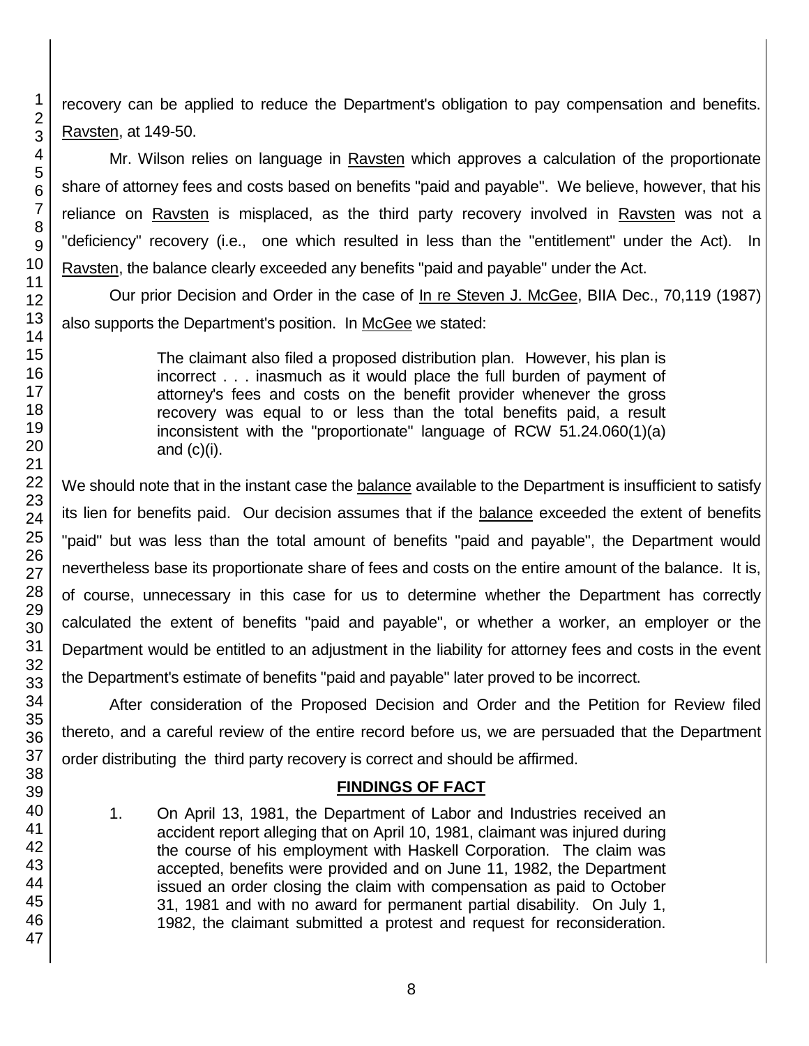recovery can be applied to reduce the Department's obligation to pay compensation and benefits. Ravsten, at 149-50.

Mr. Wilson relies on language in Ravsten which approves a calculation of the proportionate share of attorney fees and costs based on benefits "paid and payable". We believe, however, that his reliance on Ravsten is misplaced, as the third party recovery involved in Ravsten was not a "deficiency" recovery (i.e., one which resulted in less than the "entitlement" under the Act). In Ravsten, the balance clearly exceeded any benefits "paid and payable" under the Act.

Our prior Decision and Order in the case of In re Steven J. McGee, BIIA Dec., 70,119 (1987) also supports the Department's position. In McGee we stated:

> The claimant also filed a proposed distribution plan. However, his plan is incorrect . . . inasmuch as it would place the full burden of payment of attorney's fees and costs on the benefit provider whenever the gross recovery was equal to or less than the total benefits paid, a result inconsistent with the "proportionate" language of RCW 51.24.060(1)(a) and (c)(i).

We should note that in the instant case the balance available to the Department is insufficient to satisfy its lien for benefits paid. Our decision assumes that if the balance exceeded the extent of benefits "paid" but was less than the total amount of benefits "paid and payable", the Department would nevertheless base its proportionate share of fees and costs on the entire amount of the balance. It is, of course, unnecessary in this case for us to determine whether the Department has correctly calculated the extent of benefits "paid and payable", or whether a worker, an employer or the Department would be entitled to an adjustment in the liability for attorney fees and costs in the event the Department's estimate of benefits "paid and payable" later proved to be incorrect.

After consideration of the Proposed Decision and Order and the Petition for Review filed thereto, and a careful review of the entire record before us, we are persuaded that the Department order distributing the third party recovery is correct and should be affirmed.

## FINDINGS OF FACT

1. On April 13, 1981, the Department of Labor and Industries received an accident report alleging that on April 10, 1981, claimant was injured during the course of his employment with Haskell Corporation. The claim was accepted, benefits were provided and on June 11, 1982, the Department issued an order closing the claim with compensation as paid to October 31, 1981 and with no award for permanent partial disability. On July 1, 1982, the claimant submitted a protest and request for reconsideration.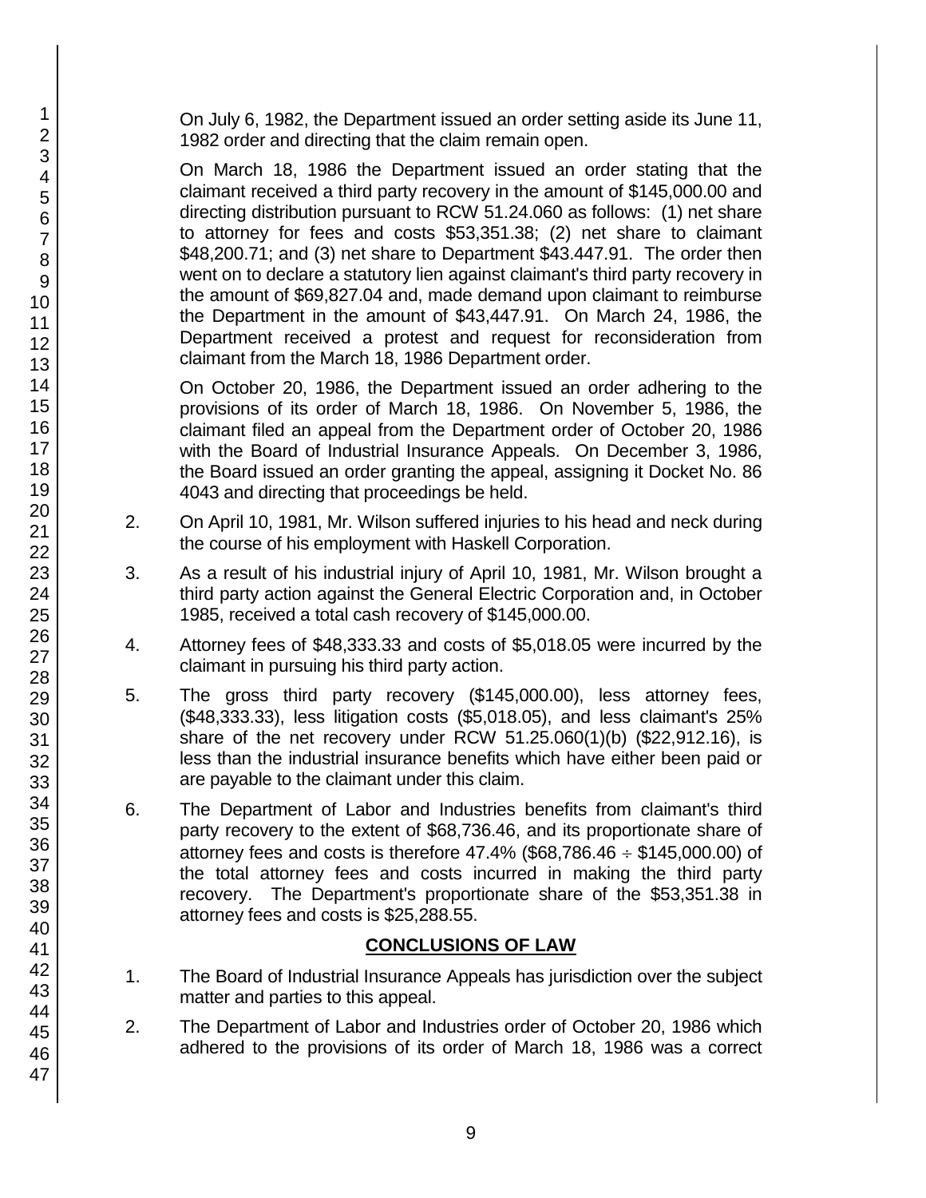On July 6, 1982, the Department issued an order setting aside its June 11, 1982 order and directing that the claim remain open.

On March 18, 1986 the Department issued an order stating that the claimant received a third party recovery in the amount of $145,000.00 and directing distribution pursuant to RCW 51.24.060 as follows: (1) net share to attorney for fees and costs $53,351.38; (2) net share to claimant $48,200.71; and (3) net share to Department $43.447.91. The order then went on to declare a statutory lien against claimant's third party recovery in the amount of $69,827.04 and, made demand upon claimant to reimburse the Department in the amount of $43,447.91. On March 24, 1986, the Department received a protest and request for reconsideration from claimant from the March 18, 1986 Department order.

On October 20, 1986, the Department issued an order adhering to the provisions of its order of March 18, 1986. On November 5, 1986, the claimant filed an appeal from the Department order of October 20, 1986 with the Board of Industrial Insurance Appeals. On December 3, 1986, the Board issued an order granting the appeal, assigning it Docket No. 86 4043 and directing that proceedings be held.

2. On April 10, 1981, Mr. Wilson suffered injuries to his head and neck during the course of his employment with Haskell Corporation.

3. As a result of his industrial injury of April 10, 1981, Mr. Wilson brought a third party action against the General Electric Corporation and, in October 1985, received a total cash recovery of $145,000.00.

4. Attorney fees of $48,333.33 and costs of $5,018.05 were incurred by the claimant in pursuing his third party action.

5. The gross third party recovery ($145,000.00), less attorney fees, ($48,333.33), less litigation costs ($5,018.05), and less claimant's 25% share of the net recovery under RCW 51.25.060(1)(b) ($22,912.16), is less than the industrial insurance benefits which have either been paid or are payable to the claimant under this claim.

6. The Department of Labor and Industries benefits from claimant's third party recovery to the extent of $68,736.46, and its proportionate share of attorney fees and costs is therefore 47.4% ($68,786.46 ÷ $145,000.00) of the total attorney fees and costs incurred in making the third party recovery. The Department's proportionate share of the $53,351.38 in attorney fees and costs is $25,288.55.

## CONCLUSIONS OF LAW

1. The Board of Industrial Insurance Appeals has jurisdiction over the subject matter and parties to this appeal.

2. The Department of Labor and Industries order of October 20, 1986 which adhered to the provisions of its order of March 18, 1986 was a correct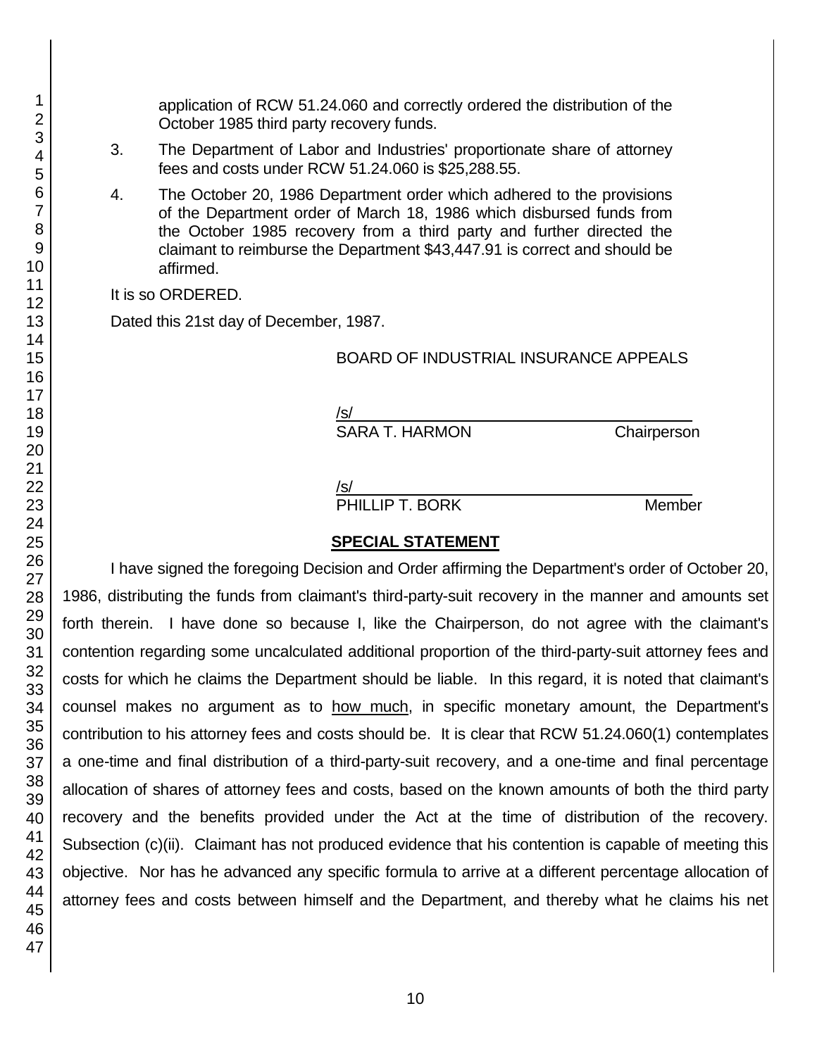application of RCW 51.24.060 and correctly ordered the distribution of the October 1985 third party recovery funds.

3. The Department of Labor and Industries' proportionate share of attorney fees and costs under RCW 51.24.060 is $25,288.55.

4. The October 20, 1986 Department order which adhered to the provisions of the Department order of March 18, 1986 which disbursed funds from the October 1985 recovery from a third party and further directed the claimant to reimburse the Department $43,447.91 is correct and should be affirmed.

It is so ORDERED.

Dated this 21st day of December, 1987.

BOARD OF INDUSTRIAL INSURANCE APPEALS

/s/
SARA T. HARMON Chairperson

/s/
PHILLIP T. BORK Member

## SPECIAL STATEMENT

I have signed the foregoing Decision and Order affirming the Department's order of October 20, 1986, distributing the funds from claimant's third-party-suit recovery in the manner and amounts set forth therein. I have done so because I, like the Chairperson, do not agree with the claimant's contention regarding some uncalculated additional proportion of the third-party-suit attorney fees and costs for which he claims the Department should be liable. In this regard, it is noted that claimant's counsel makes no argument as to how much, in specific monetary amount, the Department's contribution to his attorney fees and costs should be. It is clear that RCW 51.24.060(1) contemplates a one-time and final distribution of a third-party-suit recovery, and a one-time and final percentage allocation of shares of attorney fees and costs, based on the known amounts of both the third party recovery and the benefits provided under the Act at the time of distribution of the recovery. Subsection (c)(ii). Claimant has not produced evidence that his contention is capable of meeting this objective. Nor has he advanced any specific formula to arrive at a different percentage allocation of attorney fees and costs between himself and the Department, and thereby what he claims his net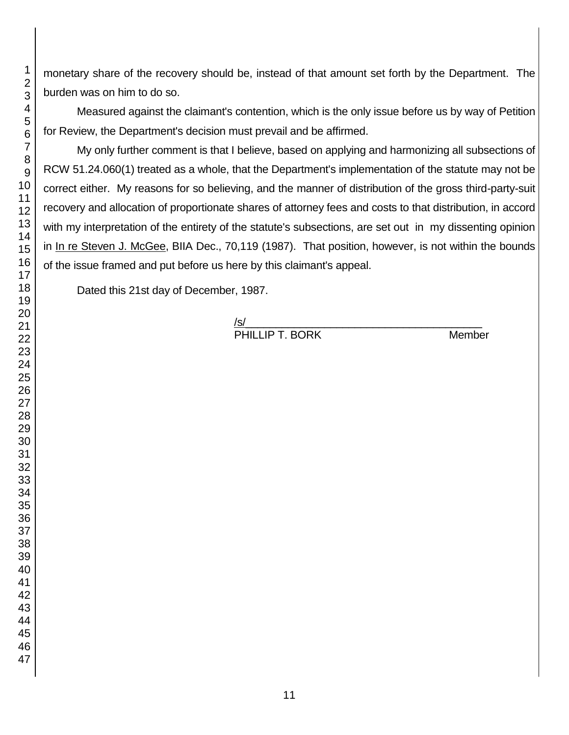monetary share of the recovery should be, instead of that amount set forth by the Department. The burden was on him to do so.

Measured against the claimant's contention, which is the only issue before us by way of Petition for Review, the Department's decision must prevail and be affirmed.

My only further comment is that I believe, based on applying and harmonizing all subsections of RCW 51.24.060(1) treated as a whole, that the Department's implementation of the statute may not be correct either. My reasons for so believing, and the manner of distribution of the gross third-party-suit recovery and allocation of proportionate shares of attorney fees and costs to that distribution, in accord with my interpretation of the entirety of the statute's subsections, are set out in my dissenting opinion in In re Steven J. McGee, BIIA Dec., 70,119 (1987). That position, however, is not within the bounds of the issue framed and put before us here by this claimant's appeal.

Dated this 21st day of December, 1987.

/s/\_\_\_\_\_\_\_\_\_\_\_\_\_\_\_\_\_\_\_\_\_\_\_\_\_\_\_\_\_\_\_\_\_\_\_\_\_\_
PHILLIP T. BORK Member